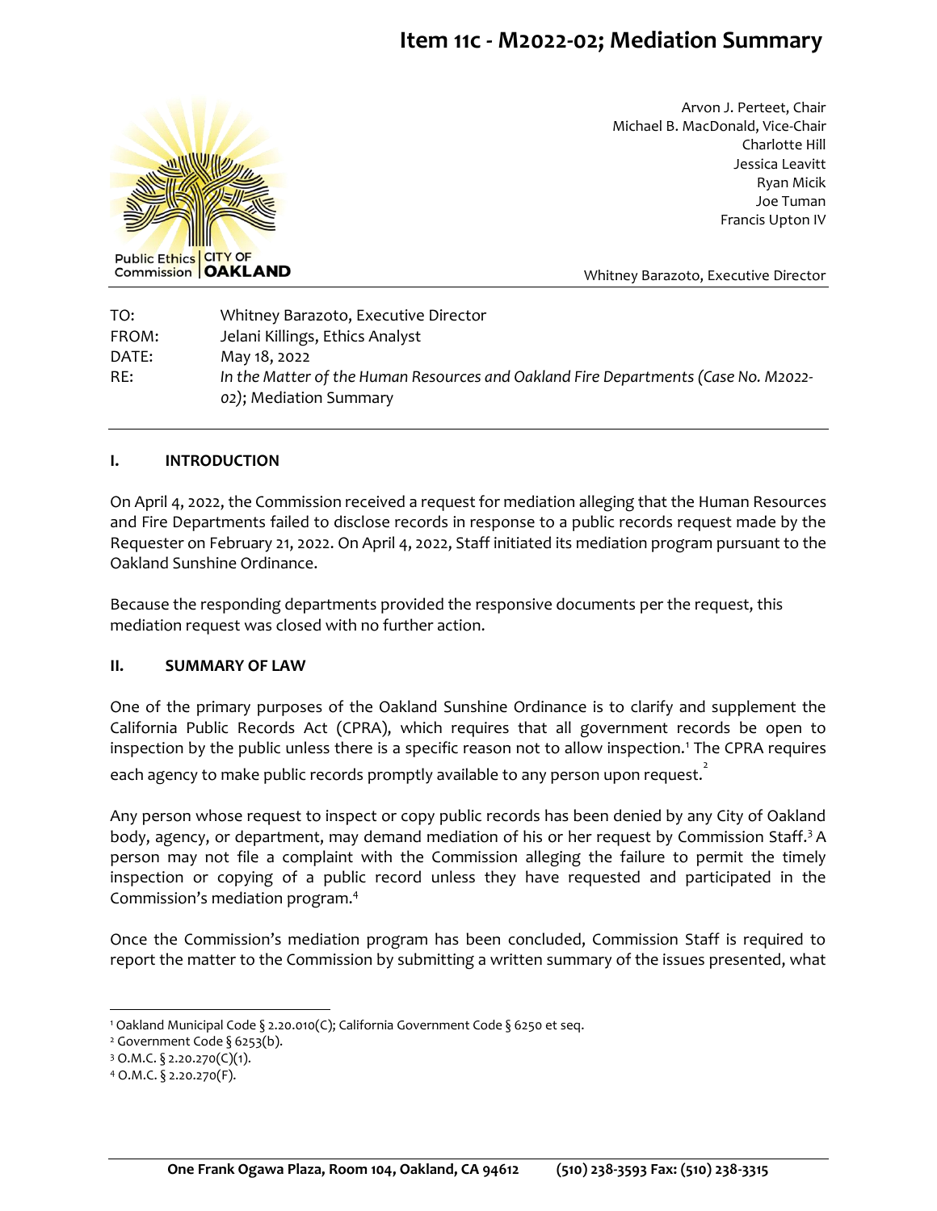# Item 11c - M2022-02; Mediation Summary

Public Ethics Commission | CITY OF OAKLAND

Arvon J. Perteet, Chair
Michael B. MacDonald, Vice-Chair
Charlotte Hill
Jessica Leavitt
Ryan Micik
Joe Tuman
Francis Upton IV

Whitney Barazoto, Executive Director

| | |
|---|---|
| TO: | Whitney Barazoto, Executive Director |
| FROM: | Jelani Killings, Ethics Analyst |
| DATE: | May 18, 2022 |
| RE: | *In the Matter of the Human Resources and Oakland Fire Departments (Case No. M2022-02)*; Mediation Summary |

## I. INTRODUCTION

On April 4, 2022, the Commission received a request for mediation alleging that the Human Resources and Fire Departments failed to disclose records in response to a public records request made by the Requester on February 21, 2022. On April 4, 2022, Staff initiated its mediation program pursuant to the Oakland Sunshine Ordinance.

Because the responding departments provided the responsive documents per the request, this mediation request was closed with no further action.

## II. SUMMARY OF LAW

One of the primary purposes of the Oakland Sunshine Ordinance is to clarify and supplement the California Public Records Act (CPRA), which requires that all government records be open to inspection by the public unless there is a specific reason not to allow inspection.[1] The CPRA requires each agency to make public records promptly available to any person upon request.[2]

Any person whose request to inspect or copy public records has been denied by any City of Oakland body, agency, or department, may demand mediation of his or her request by Commission Staff.[3] A person may not file a complaint with the Commission alleging the failure to permit the timely inspection or copying of a public record unless they have requested and participated in the Commission's mediation program.[4]

Once the Commission's mediation program has been concluded, Commission Staff is required to report the matter to the Commission by submitting a written summary of the issues presented, what

---

[1] Oakland Municipal Code § 2.20.010(C); California Government Code § 6250 et seq.
[2] Government Code § 6253(b).
[3] O.M.C. § 2.20.270(C)(1).
[4] O.M.C. § 2.20.270(F).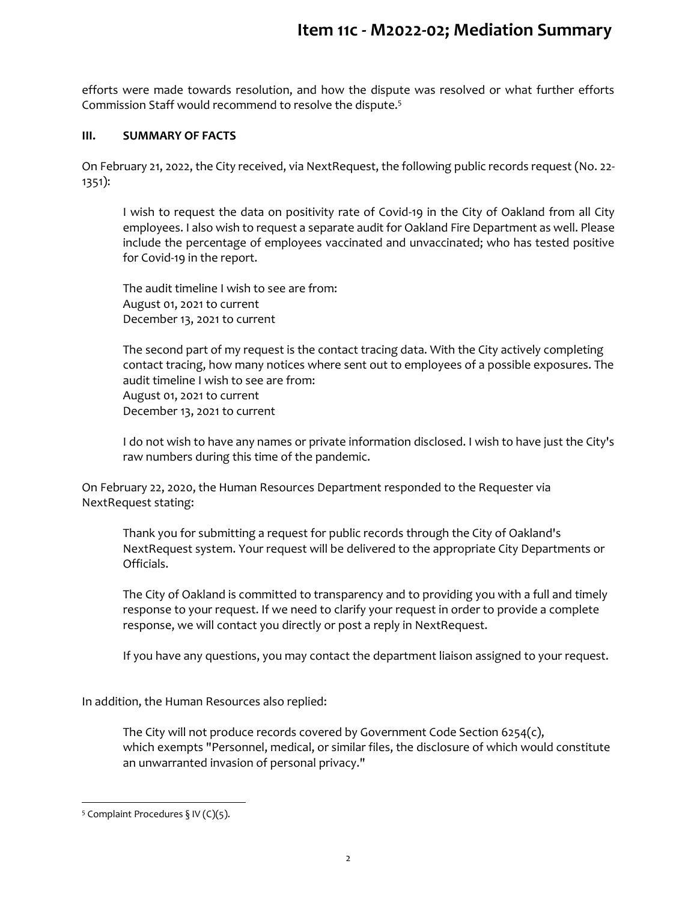efforts were made towards resolution, and how the dispute was resolved or what further efforts Commission Staff would recommend to resolve the dispute.[5]

### III. SUMMARY OF FACTS

On February 21, 2022, the City received, via NextRequest, the following public records request (No. 22-1351):

> I wish to request the data on positivity rate of Covid-19 in the City of Oakland from all City employees. I also wish to request a separate audit for Oakland Fire Department as well. Please include the percentage of employees vaccinated and unvaccinated; who has tested positive for Covid-19 in the report.
>
> The audit timeline I wish to see are from:
> August 01, 2021 to current
> December 13, 2021 to current
>
> The second part of my request is the contact tracing data. With the City actively completing contact tracing, how many notices where sent out to employees of a possible exposures. The audit timeline I wish to see are from:
> August 01, 2021 to current
> December 13, 2021 to current
>
> I do not wish to have any names or private information disclosed. I wish to have just the City's raw numbers during this time of the pandemic.

On February 22, 2020, the Human Resources Department responded to the Requester via NextRequest stating:

> Thank you for submitting a request for public records through the City of Oakland's NextRequest system. Your request will be delivered to the appropriate City Departments or Officials.
>
> The City of Oakland is committed to transparency and to providing you with a full and timely response to your request. If we need to clarify your request in order to provide a complete response, we will contact you directly or post a reply in NextRequest.
>
> If you have any questions, you may contact the department liaison assigned to your request.

In addition, the Human Resources also replied:

> The City will not produce records covered by Government Code Section 6254(c), which exempts "Personnel, medical, or similar files, the disclosure of which would constitute an unwarranted invasion of personal privacy."

---

[5] Complaint Procedures § IV (C)(5).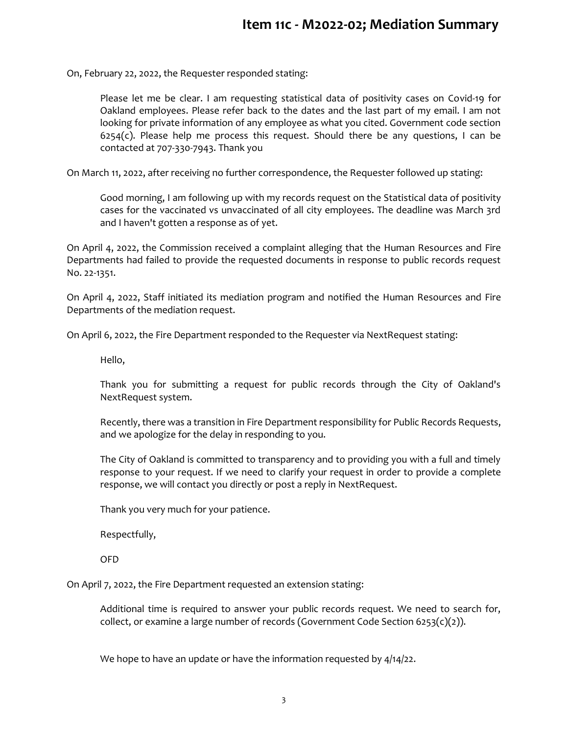On, February 22, 2022, the Requester responded stating:

> Please let me be clear. I am requesting statistical data of positivity cases on Covid-19 for Oakland employees. Please refer back to the dates and the last part of my email. I am not looking for private information of any employee as what you cited. Government code section 6254(c). Please help me process this request. Should there be any questions, I can be contacted at 707-330-7943. Thank you

On March 11, 2022, after receiving no further correspondence, the Requester followed up stating:

> Good morning, I am following up with my records request on the Statistical data of positivity cases for the vaccinated vs unvaccinated of all city employees. The deadline was March 3rd and I haven't gotten a response as of yet.

On April 4, 2022, the Commission received a complaint alleging that the Human Resources and Fire Departments had failed to provide the requested documents in response to public records request No. 22-1351.

On April 4, 2022, Staff initiated its mediation program and notified the Human Resources and Fire Departments of the mediation request.

On April 6, 2022, the Fire Department responded to the Requester via NextRequest stating:

> Hello,
>
> Thank you for submitting a request for public records through the City of Oakland's NextRequest system.
>
> Recently, there was a transition in Fire Department responsibility for Public Records Requests, and we apologize for the delay in responding to you.
>
> The City of Oakland is committed to transparency and to providing you with a full and timely response to your request. If we need to clarify your request in order to provide a complete response, we will contact you directly or post a reply in NextRequest.
>
> Thank you very much for your patience.
>
> Respectfully,
>
> OFD

On April 7, 2022, the Fire Department requested an extension stating:

> Additional time is required to answer your public records request. We need to search for, collect, or examine a large number of records (Government Code Section 6253(c)(2)).
>
> We hope to have an update or have the information requested by 4/14/22.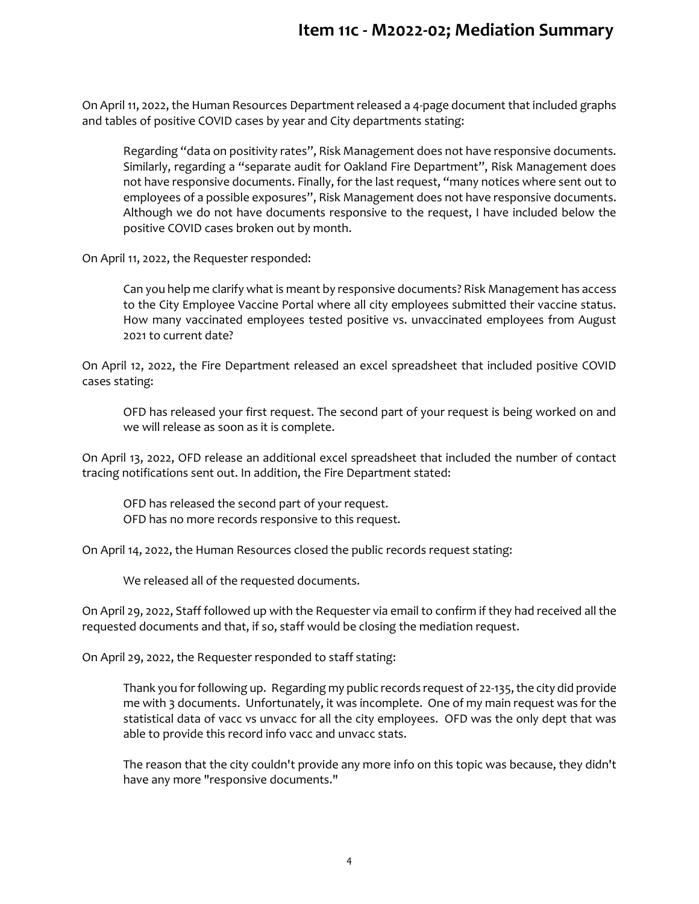On April 11, 2022, the Human Resources Department released a 4-page document that included graphs and tables of positive COVID cases by year and City departments stating:

> Regarding "data on positivity rates", Risk Management does not have responsive documents. Similarly, regarding a "separate audit for Oakland Fire Department", Risk Management does not have responsive documents. Finally, for the last request, "many notices where sent out to employees of a possible exposures", Risk Management does not have responsive documents. Although we do not have documents responsive to the request, I have included below the positive COVID cases broken out by month.

On April 11, 2022, the Requester responded:

> Can you help me clarify what is meant by responsive documents? Risk Management has access to the City Employee Vaccine Portal where all city employees submitted their vaccine status. How many vaccinated employees tested positive vs. unvaccinated employees from August 2021 to current date?

On April 12, 2022, the Fire Department released an excel spreadsheet that included positive COVID cases stating:

> OFD has released your first request. The second part of your request is being worked on and we will release as soon as it is complete.

On April 13, 2022, OFD release an additional excel spreadsheet that included the number of contact tracing notifications sent out. In addition, the Fire Department stated:

> OFD has released the second part of your request.
> OFD has no more records responsive to this request.

On April 14, 2022, the Human Resources closed the public records request stating:

> We released all of the requested documents.

On April 29, 2022, Staff followed up with the Requester via email to confirm if they had received all the requested documents and that, if so, staff would be closing the mediation request.

On April 29, 2022, the Requester responded to staff stating:

> Thank you for following up. Regarding my public records request of 22-135, the city did provide me with 3 documents. Unfortunately, it was incomplete. One of my main request was for the statistical data of vacc vs unvacc for all the city employees. OFD was the only dept that was able to provide this record info vacc and unvacc stats.
>
> The reason that the city couldn't provide any more info on this topic was because, they didn't have any more "responsive documents."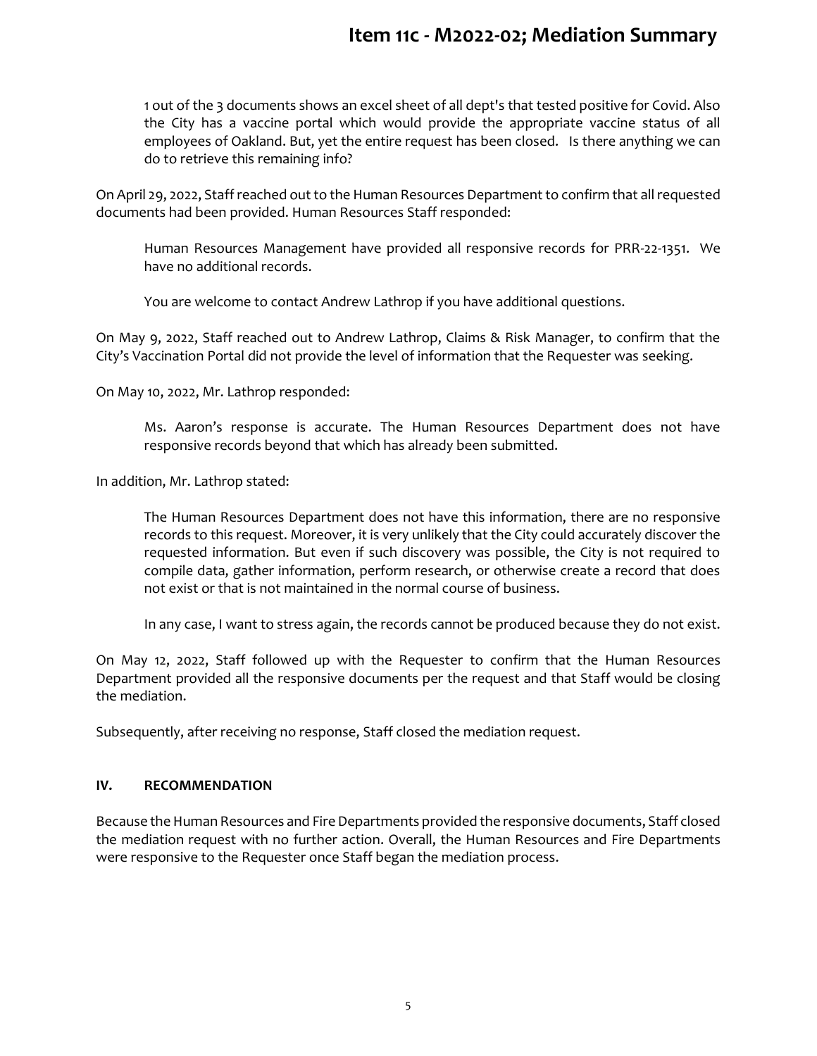> 1 out of the 3 documents shows an excel sheet of all dept's that tested positive for Covid. Also the City has a vaccine portal which would provide the appropriate vaccine status of all employees of Oakland. But, yet the entire request has been closed. Is there anything we can do to retrieve this remaining info?

On April 29, 2022, Staff reached out to the Human Resources Department to confirm that all requested documents had been provided. Human Resources Staff responded:

> Human Resources Management have provided all responsive records for PRR-22-1351. We have no additional records.
>
> You are welcome to contact Andrew Lathrop if you have additional questions.

On May 9, 2022, Staff reached out to Andrew Lathrop, Claims & Risk Manager, to confirm that the City's Vaccination Portal did not provide the level of information that the Requester was seeking.

On May 10, 2022, Mr. Lathrop responded:

> Ms. Aaron's response is accurate. The Human Resources Department does not have responsive records beyond that which has already been submitted.

In addition, Mr. Lathrop stated:

> The Human Resources Department does not have this information, there are no responsive records to this request. Moreover, it is very unlikely that the City could accurately discover the requested information. But even if such discovery was possible, the City is not required to compile data, gather information, perform research, or otherwise create a record that does not exist or that is not maintained in the normal course of business.
>
> In any case, I want to stress again, the records cannot be produced because they do not exist.

On May 12, 2022, Staff followed up with the Requester to confirm that the Human Resources Department provided all the responsive documents per the request and that Staff would be closing the mediation.

Subsequently, after receiving no response, Staff closed the mediation request.

## IV. RECOMMENDATION

Because the Human Resources and Fire Departments provided the responsive documents, Staff closed the mediation request with no further action. Overall, the Human Resources and Fire Departments were responsive to the Requester once Staff began the mediation process.